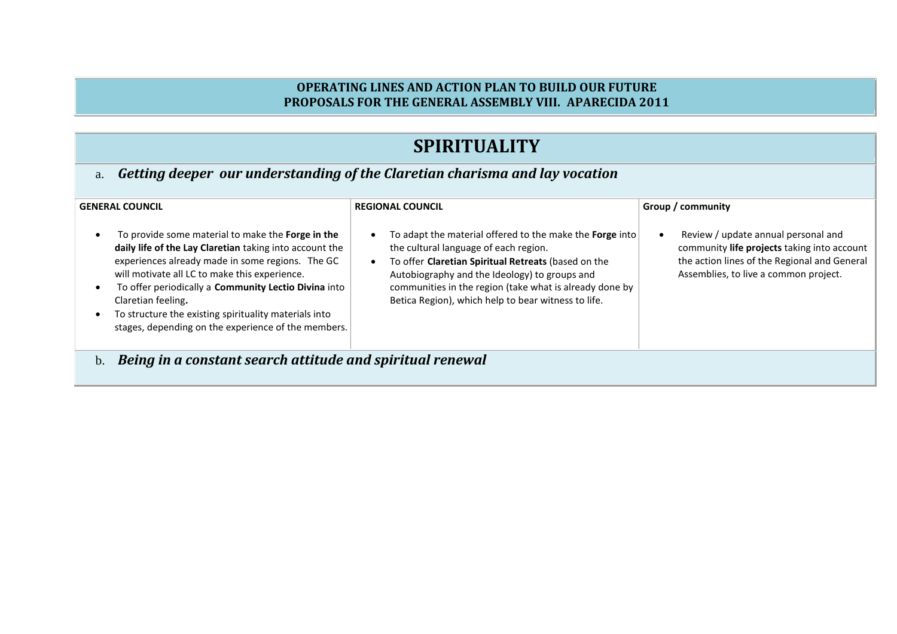**OPERATING LINES AND ACTION PLAN TO BUILD OUR FUTURE**
**PROPOSALS FOR THE GENERAL ASSEMBLY VIII. APARECIDA 2011**

# SPIRITUALITY

## a. *Getting deeper our understanding of the Claretian charisma and lay vocation*

| GENERAL COUNCIL | REGIONAL COUNCIL | Group / community |
|---|---|---|
| • To provide some material to make the **Forge in the daily life of the Lay Claretian** taking into account the experiences already made in some regions. The GC will motivate all LC to make this experience.<br>• To offer periodically a **Community Lectio Divina** into Claretian feeling**.**<br>• To structure the existing spirituality materials into stages, depending on the experience of the members. | • To adapt the material offered to the make the **Forge** into the cultural language of each region.<br>• To offer **Claretian Spiritual Retreats** (based on the Autobiography and the Ideology) to groups and communities in the region (take what is already done by Betica Region), which help to bear witness to life. | • Review / update annual personal and community **life projects** taking into account the action lines of the Regional and General Assemblies, to live a common project. |

## b. *Being in a constant search attitude and spiritual renewal*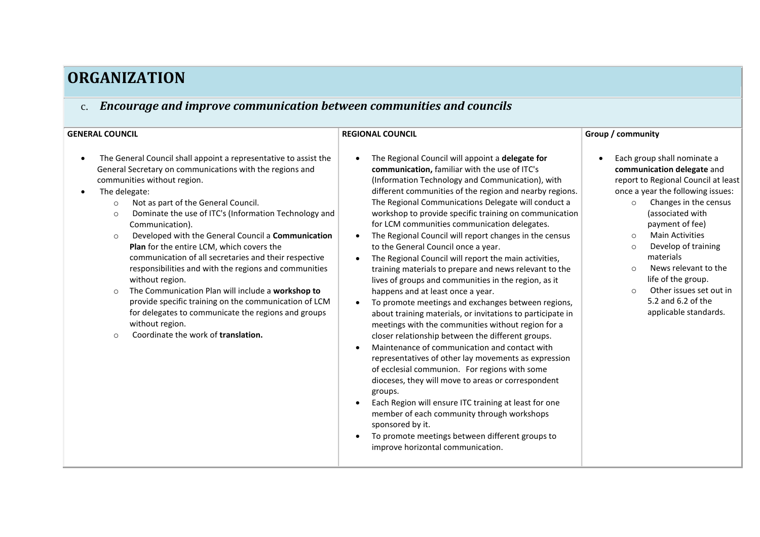# ORGANIZATION

## c. *Encourage and improve communication between communities and councils*

| GENERAL COUNCIL | REGIONAL COUNCIL | Group / community |
|---|---|---|
| • The General Council shall appoint a representative to assist the General Secretary on communications with the regions and communities without region.<br>• The delegate:<br>  ○ Not as part of the General Council.<br>  ○ Dominate the use of ITC's (Information Technology and Communication).<br>  ○ Developed with the General Council a **Communication Plan** for the entire LCM, which covers the communication of all secretaries and their respective responsibilities and with the regions and communities without region.<br>  ○ The Communication Plan will include a **workshop to** provide specific training on the communication of LCM for delegates to communicate the regions and groups without region.<br>  ○ Coordinate the work of **translation.** | • The Regional Council will appoint a **delegate for communication,** familiar with the use of ITC's (Information Technology and Communication), with different communities of the region and nearby regions. The Regional Communications Delegate will conduct a workshop to provide specific training on communication for LCM communities communication delegates.<br>• The Regional Council will report changes in the census to the General Council once a year.<br>• The Regional Council will report the main activities, training materials to prepare and news relevant to the lives of groups and communities in the region, as it happens and at least once a year.<br>• To promote meetings and exchanges between regions, about training materials, or invitations to participate in meetings with the communities without region for a closer relationship between the different groups.<br>• Maintenance of communication and contact with representatives of other lay movements as expression of ecclesial communion. For regions with some dioceses, they will move to areas or correspondent groups.<br>• Each Region will ensure ITC training at least for one member of each community through workshops sponsored by it.<br>• To promote meetings between different groups to improve horizontal communication. | • Each group shall nominate a **communication delegate** and report to Regional Council at least once a year the following issues:<br>  ○ Changes in the census (associated with payment of fee)<br>  ○ Main Activities<br>  ○ Develop of training materials<br>  ○ News relevant to the life of the group.<br>  ○ Other issues set out in 5.2 and 6.2 of the applicable standards. |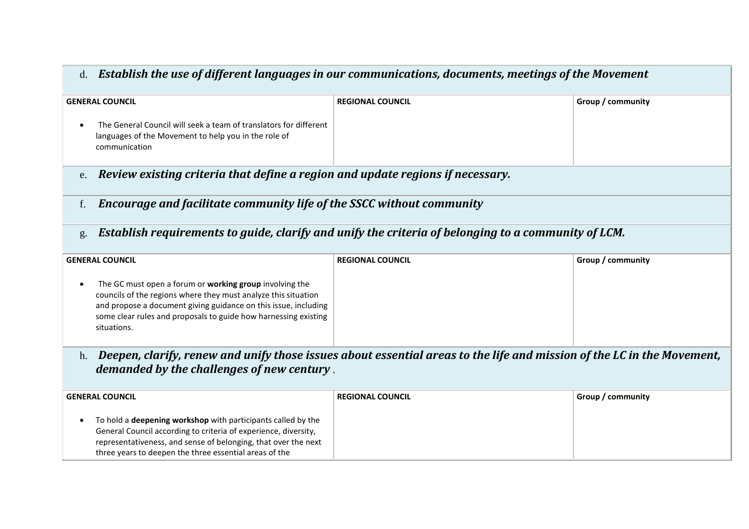d. ***Establish the use of different languages in our communications, documents, meetings of the Movement***

| GENERAL COUNCIL | REGIONAL COUNCIL | Group / community |
|---|---|---|
| • The General Council will seek a team of translators for different languages of the Movement to help you in the role of communication | | |

e. ***Review existing criteria that define a region and update regions if necessary.***

f. ***Encourage and facilitate community life of the SSCC without community***

g. ***Establish requirements to guide, clarify and unify the criteria of belonging to a community of LCM.***

| GENERAL COUNCIL | REGIONAL COUNCIL | Group / community |
|---|---|---|
| • The GC must open a forum or **working group** involving the councils of the regions where they must analyze this situation and propose a document giving guidance on this issue, including some clear rules and proposals to guide how harnessing existing situations. | | |

h. ***Deepen, clarify, renew and unify those issues about essential areas to the life and mission of the LC in the Movement, demanded by the challenges of new century*** .

| GENERAL COUNCIL | REGIONAL COUNCIL | Group / community |
|---|---|---|
| • To hold a **deepening workshop** with participants called by the General Council according to criteria of experience, diversity, representativeness, and sense of belonging, that over the next three years to deepen the three essential areas of the | | |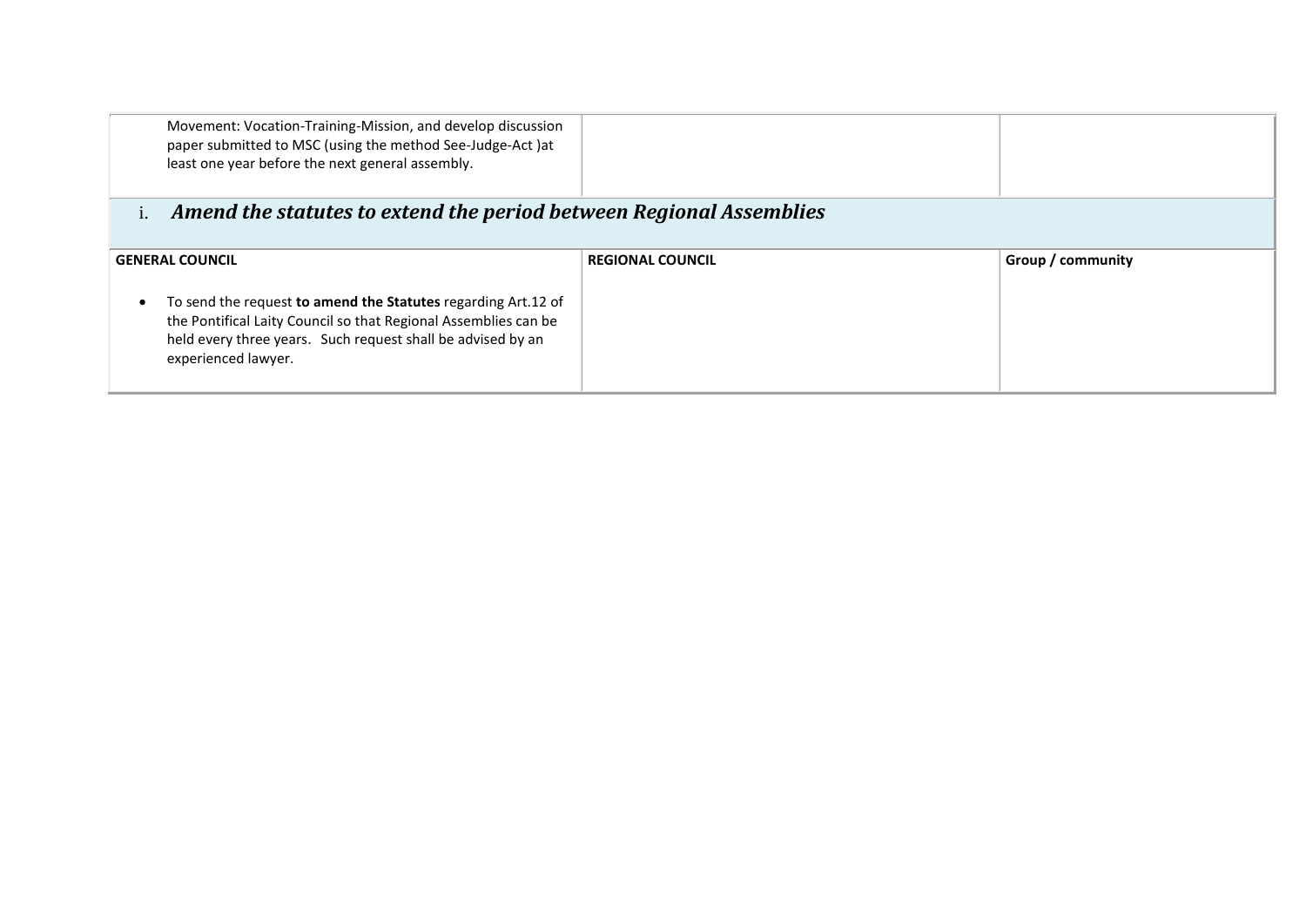| | | |
|---|---|---|
| Movement: Vocation-Training-Mission, and develop discussion paper submitted to MSC (using the method See-Judge-Act )at least one year before the next general assembly. | | |

### i. *Amend the statutes to extend the period between Regional Assemblies*

| GENERAL COUNCIL | REGIONAL COUNCIL | Group / community |
|---|---|---|
| • To send the request **to amend the Statutes** regarding Art.12 of the Pontifical Laity Council so that Regional Assemblies can be held every three years. Such request shall be advised by an experienced lawyer. | | |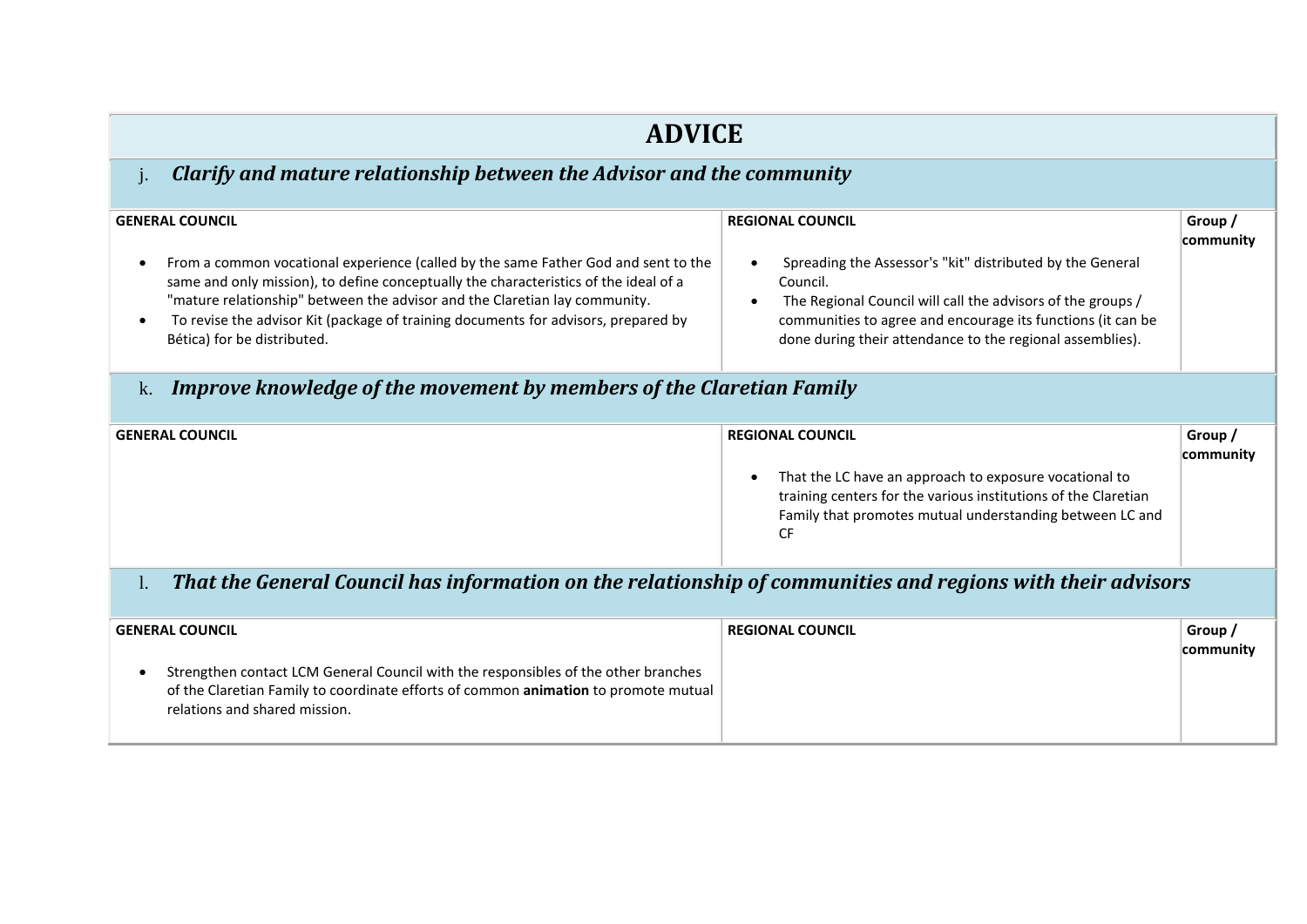# ADVICE

## j. *Clarify and mature relationship between the Advisor and the community*

| GENERAL COUNCIL | REGIONAL COUNCIL | Group / community |
|---|---|---|
| • From a common vocational experience (called by the same Father God and sent to the same and only mission), to define conceptually the characteristics of the ideal of a "mature relationship" between the advisor and the Claretian lay community.<br>• To revise the advisor Kit (package of training documents for advisors, prepared by Bética) for be distributed. | • Spreading the Assessor's "kit" distributed by the General Council.<br>• The Regional Council will call the advisors of the groups / communities to agree and encourage its functions (it can be done during their attendance to the regional assemblies). | |

## k. *Improve knowledge of the movement by members of the Claretian Family*

| GENERAL COUNCIL | REGIONAL COUNCIL | Group / community |
|---|---|---|
| | • That the LC have an approach to exposure vocational to training centers for the various institutions of the Claretian Family that promotes mutual understanding between LC and CF | |

## l. *That the General Council has information on the relationship of communities and regions with their advisors*

| GENERAL COUNCIL | REGIONAL COUNCIL | Group / community |
|---|---|---|
| • Strengthen contact LCM General Council with the responsibles of the other branches of the Claretian Family to coordinate efforts of common **animation** to promote mutual relations and shared mission. | | |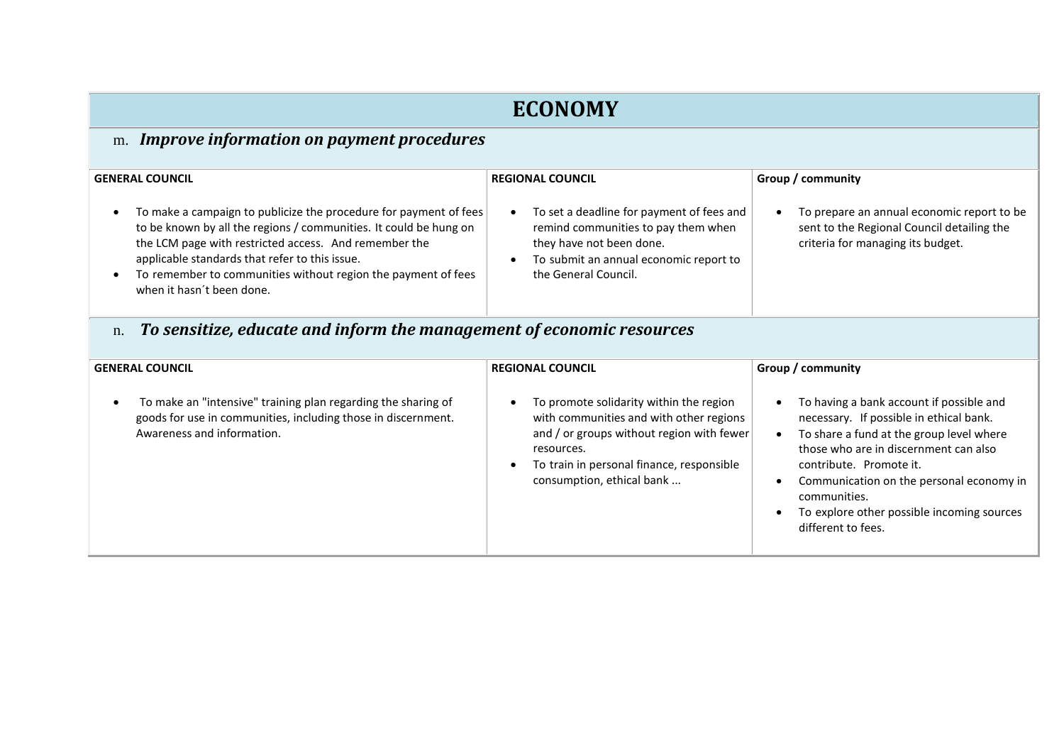# ECONOMY

## m. *Improve information on payment procedures*

| GENERAL COUNCIL | REGIONAL COUNCIL | Group / community |
| --- | --- | --- |
| • To make a campaign to publicize the procedure for payment of fees to be known by all the regions / communities. It could be hung on the LCM page with restricted access. And remember the applicable standards that refer to this issue.<br>• To remember to communities without region the payment of fees when it hasn´t been done. | • To set a deadline for payment of fees and remind communities to pay them when they have not been done.<br>• To submit an annual economic report to the General Council. | • To prepare an annual economic report to be sent to the Regional Council detailing the criteria for managing its budget. |

## n. *To sensitize, educate and inform the management of economic resources*

| GENERAL COUNCIL | REGIONAL COUNCIL | Group / community |
| --- | --- | --- |
| • To make an "intensive" training plan regarding the sharing of goods for use in communities, including those in discernment. Awareness and information. | • To promote solidarity within the region with communities and with other regions and / or groups without region with fewer resources.<br>• To train in personal finance, responsible consumption, ethical bank ... | • To having a bank account if possible and necessary. If possible in ethical bank.<br>• To share a fund at the group level where those who are in discernment can also contribute. Promote it.<br>• Communication on the personal economy in communities.<br>• To explore other possible incoming sources different to fees. |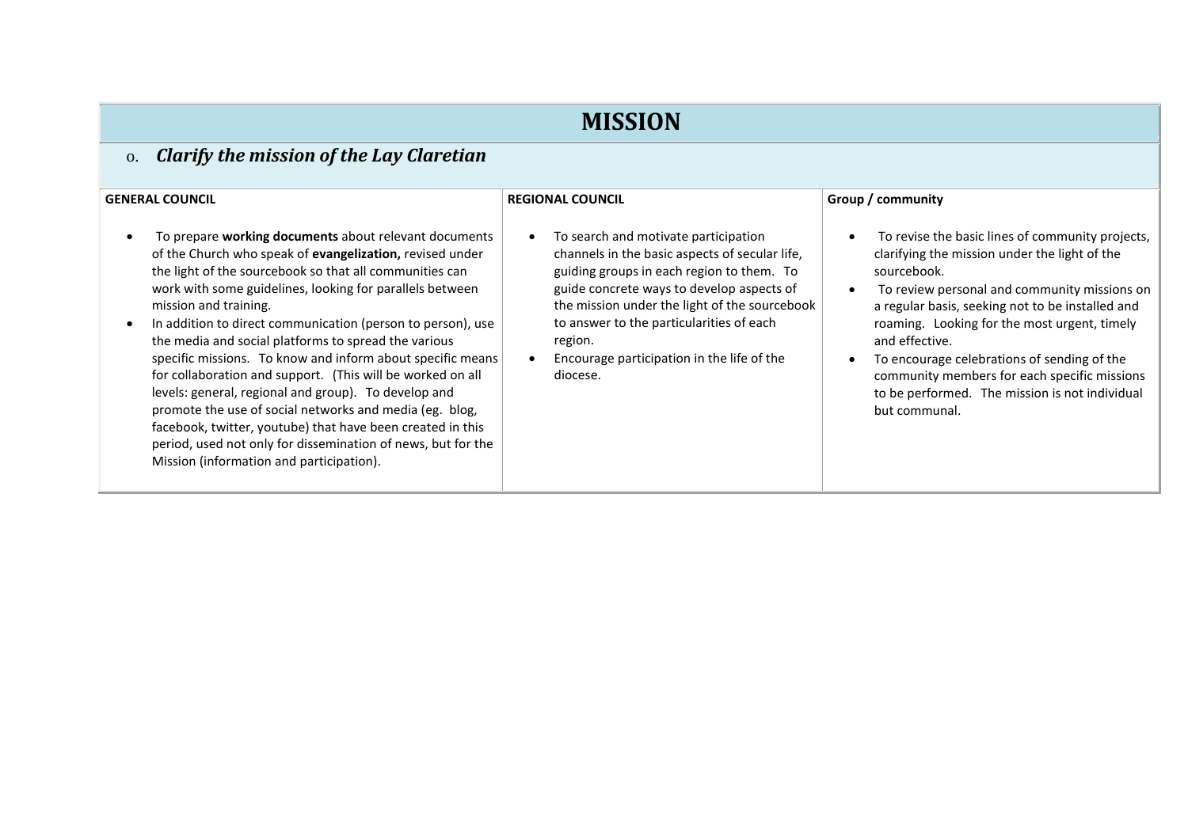# MISSION

## o. *Clarify the mission of the Lay Claretian*

| GENERAL COUNCIL | REGIONAL COUNCIL | Group / community |
|---|---|---|
| • To prepare **working documents** about relevant documents of the Church who speak of **evangelization,** revised under the light of the sourcebook so that all communities can work with some guidelines, looking for parallels between mission and training.<br>• In addition to direct communication (person to person), use the media and social platforms to spread the various specific missions. To know and inform about specific means for collaboration and support. (This will be worked on all levels: general, regional and group). To develop and promote the use of social networks and media (eg. blog, facebook, twitter, youtube) that have been created in this period, used not only for dissemination of news, but for the Mission (information and participation). | • To search and motivate participation channels in the basic aspects of secular life, guiding groups in each region to them. To guide concrete ways to develop aspects of the mission under the light of the sourcebook to answer to the particularities of each region.<br>• Encourage participation in the life of the diocese. | • To revise the basic lines of community projects, clarifying the mission under the light of the sourcebook.<br>• To review personal and community missions on a regular basis, seeking not to be installed and roaming. Looking for the most urgent, timely and effective.<br>• To encourage celebrations of sending of the community members for each specific missions to be performed. The mission is not individual but communal. |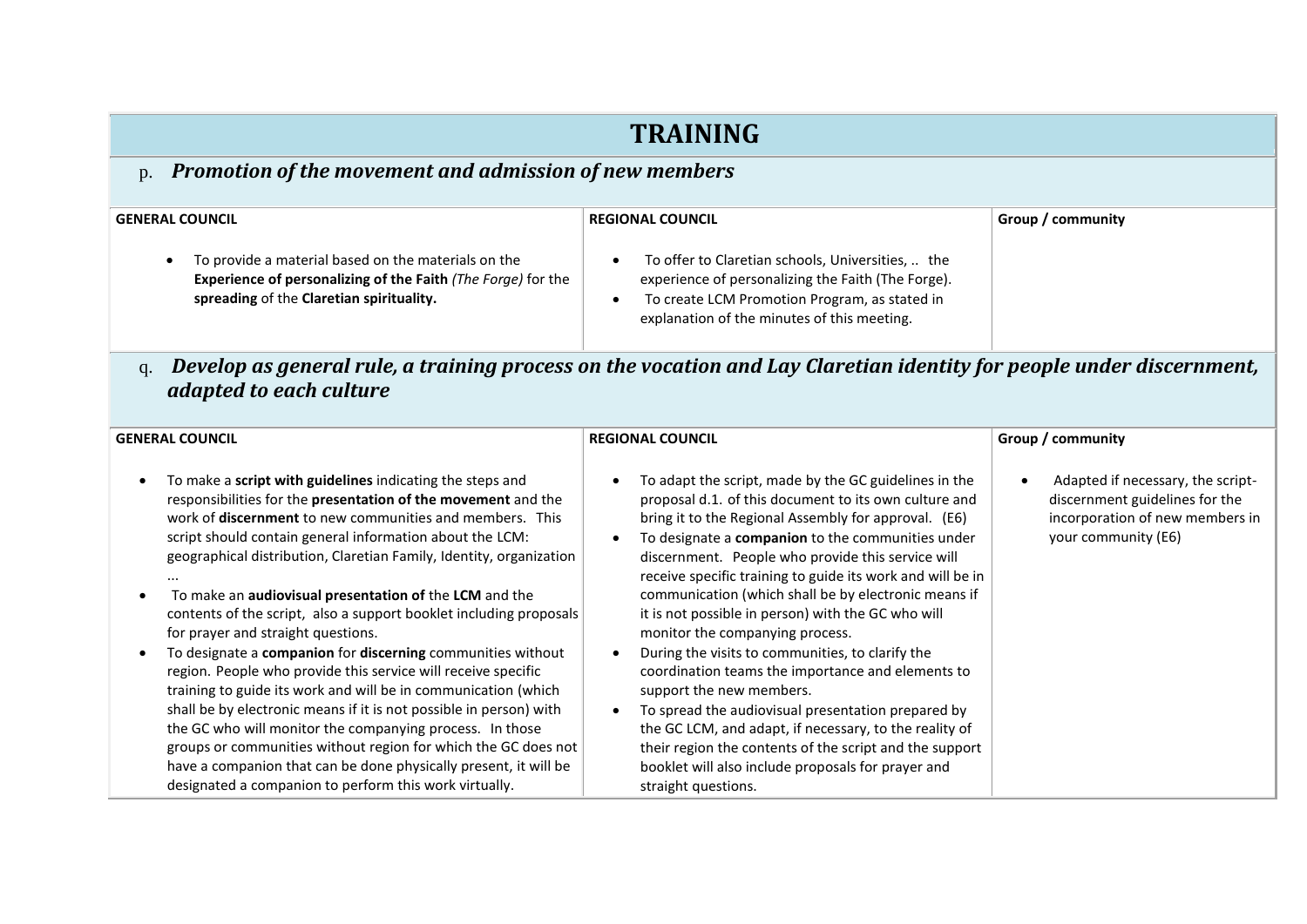# TRAINING

## p. *Promotion of the movement and admission of new members*

| GENERAL COUNCIL | REGIONAL COUNCIL | Group / community |
| --- | --- | --- |
| • To provide a material based on the materials on the **Experience of personalizing of the Faith** *(The Forge)* for the **spreading** of the **Claretian spirituality.** | • To offer to Claretian schools, Universities, .. the experience of personalizing the Faith (The Forge).<br>• To create LCM Promotion Program, as stated in explanation of the minutes of this meeting. | |

## q. *Develop as general rule, a training process on the vocation and Lay Claretian identity for people under discernment, adapted to each culture*

| GENERAL COUNCIL | REGIONAL COUNCIL | Group / community |
| --- | --- | --- |
| • To make a **script with guidelines** indicating the steps and responsibilities for the **presentation of the movement** and the work of **discernment** to new communities and members. This script should contain general information about the LCM: geographical distribution, Claretian Family, Identity, organization ...<br>• To make an **audiovisual presentation of** the **LCM** and the contents of the script, also a support booklet including proposals for prayer and straight questions.<br>• To designate a **companion** for **discerning** communities without region. People who provide this service will receive specific training to guide its work and will be in communication (which shall be by electronic means if it is not possible in person) with the GC who will monitor the companying process. In those groups or communities without region for which the GC does not have a companion that can be done physically present, it will be designated a companion to perform this work virtually. | • To adapt the script, made by the GC guidelines in the proposal d.1. of this document to its own culture and bring it to the Regional Assembly for approval. (E6)<br>• To designate a **companion** to the communities under discernment. People who provide this service will receive specific training to guide its work and will be in communication (which shall be by electronic means if it is not possible in person) with the GC who will monitor the companying process.<br>• During the visits to communities, to clarify the coordination teams the importance and elements to support the new members.<br>• To spread the audiovisual presentation prepared by the GC LCM, and adapt, if necessary, to the reality of their region the contents of the script and the support booklet will also include proposals for prayer and straight questions. | • Adapted if necessary, the script-discernment guidelines for the incorporation of new members in your community (E6) |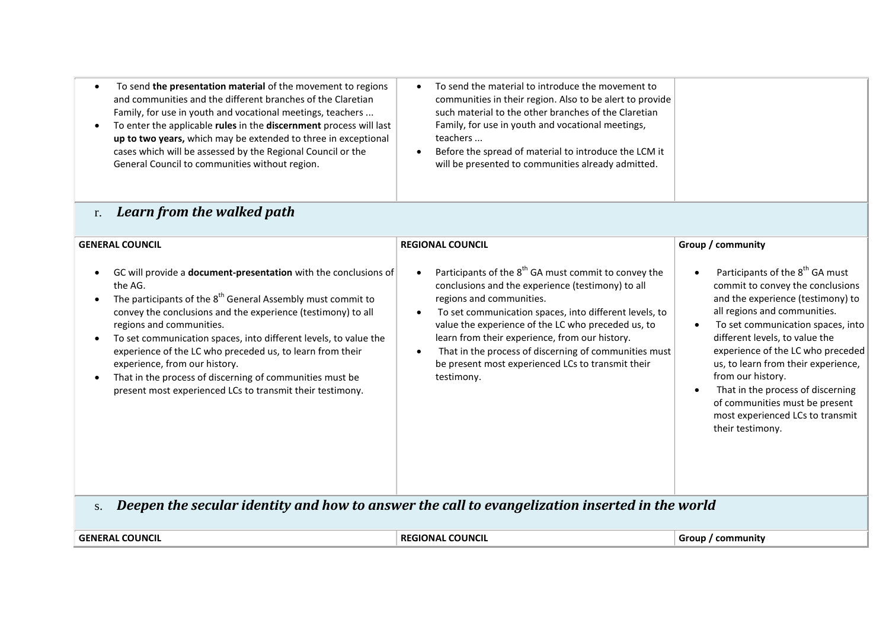| | | |
|---|---|---|
| • To send **the presentation material** of the movement to regions and communities and the different branches of the Claretian Family, for use in youth and vocational meetings, teachers ...<br>• To enter the applicable **rules** in the **discernment** process will last **up to two years,** which may be extended to three in exceptional cases which will be assessed by the Regional Council or the General Council to communities without region. | • To send the material to introduce the movement to communities in their region. Also to be alert to provide such material to the other branches of the Claretian Family, for use in youth and vocational meetings, teachers ...<br>• Before the spread of material to introduce the LCM it will be presented to communities already admitted. | |

## r. *Learn from the walked path*

| GENERAL COUNCIL | REGIONAL COUNCIL | Group / community |
|---|---|---|
| • GC will provide a **document-presentation** with the conclusions of the AG.<br>• The participants of the 8th General Assembly must commit to convey the conclusions and the experience (testimony) to all regions and communities.<br>• To set communication spaces, into different levels, to value the experience of the LC who preceded us, to learn from their experience, from our history.<br>• That in the process of discerning of communities must be present most experienced LCs to transmit their testimony. | • Participants of the 8th GA must commit to convey the conclusions and the experience (testimony) to all regions and communities.<br>• To set communication spaces, into different levels, to value the experience of the LC who preceded us, to learn from their experience, from our history.<br>• That in the process of discerning of communities must be present most experienced LCs to transmit their testimony. | • Participants of the 8th GA must commit to convey the conclusions and the experience (testimony) to all regions and communities.<br>• To set communication spaces, into different levels, to value the experience of the LC who preceded us, to learn from their experience, from our history.<br>• That in the process of discerning of communities must be present most experienced LCs to transmit their testimony. |

## s. *Deepen the secular identity and how to answer the call to evangelization inserted in the world*

| GENERAL COUNCIL | REGIONAL COUNCIL | Group / community |
|---|---|---|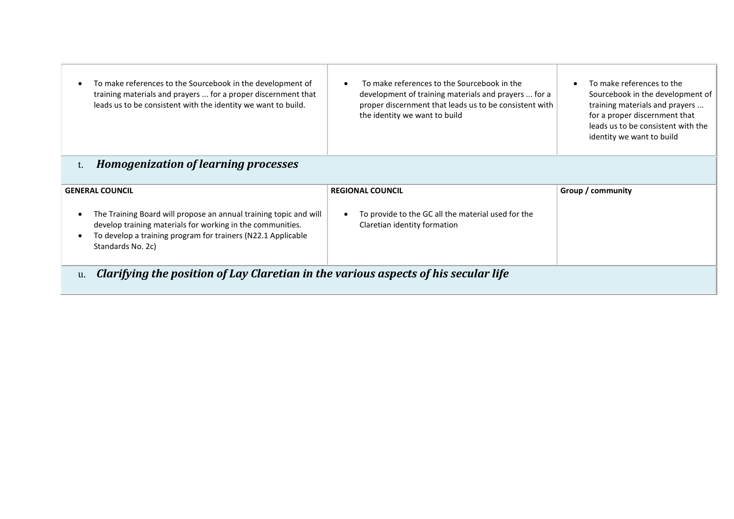| | | |
|---|---|---|
| • To make references to the Sourcebook in the development of training materials and prayers ... for a proper discernment that leads us to be consistent with the identity we want to build. | • To make references to the Sourcebook in the development of training materials and prayers ... for a proper discernment that leads us to be consistent with the identity we want to build | • To make references to the Sourcebook in the development of training materials and prayers ... for a proper discernment that leads us to be consistent with the identity we want to build |

### t. *Homogenization of learning processes*

| GENERAL COUNCIL | REGIONAL COUNCIL | Group / community |
|---|---|---|
| • The Training Board will propose an annual training topic and will develop training materials for working in the communities.<br>• To develop a training program for trainers (N22.1 Applicable Standards No. 2c) | • To provide to the GC all the material used for the Claretian identity formation | |

### u. *Clarifying the position of Lay Claretian in the various aspects of his secular life*